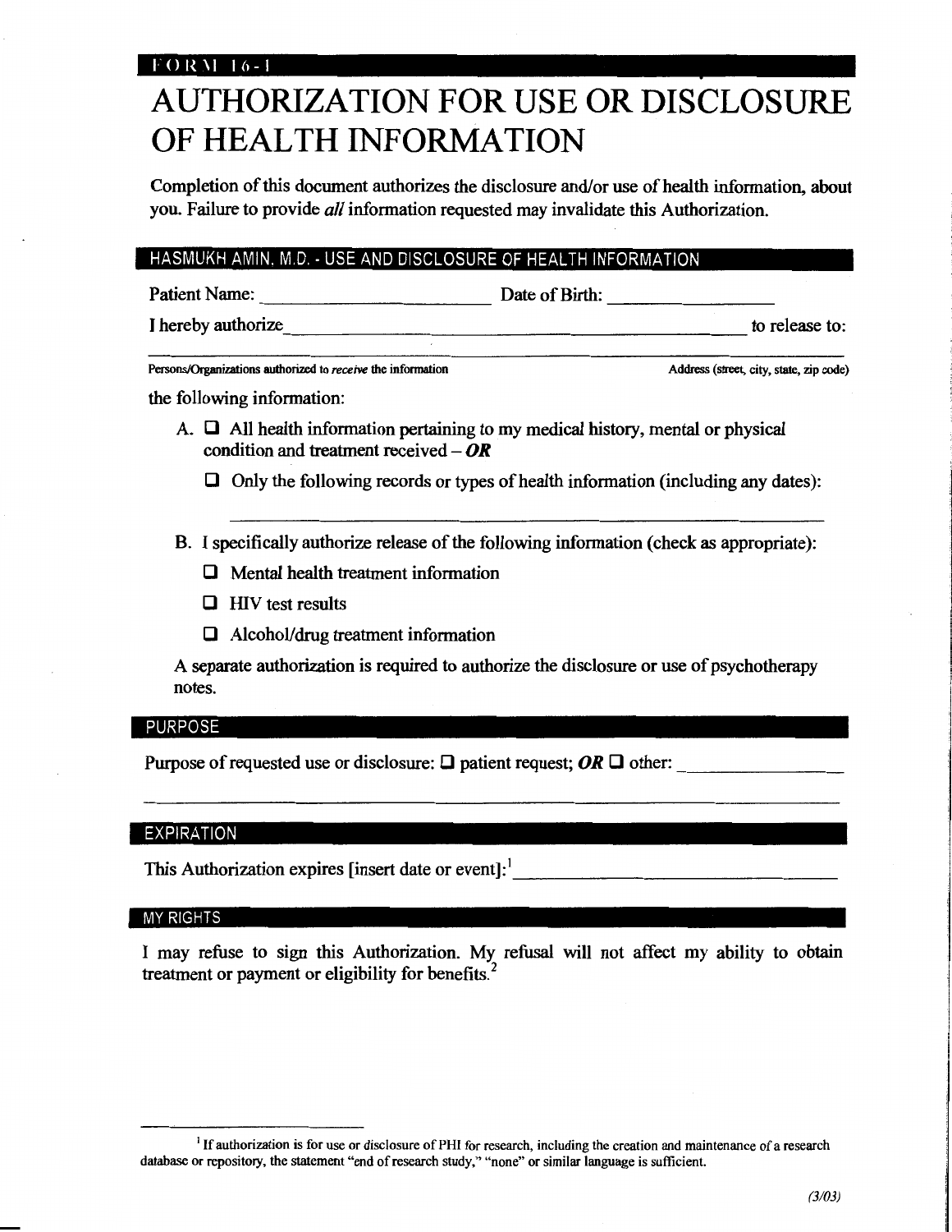FORM 16-1

# AUTHORIZATION FOR USE OR DISCLOSURE OF HEALTH INFORMATION

Completion of this document authorizes the disclosure and/or use of health information, about you. Failure to provide *all* information requested may invalidate this Authorization.

## HASMUKH AMIN, M.D. - USE AND DISCLOSURE OF HEALTH INFORMATION

Patient Name: ________________________ Date of Birth: __________________

I hereby authorize ______________________________________________________ to release to:

_______________________________________________________________________________

Persons/Organizations authorized to *receive* the information                Address (street, city, state, zip code)

the following information:

A. ☐ All health information pertaining to my medical history, mental or physical condition and treatment received – ***OR***

   ☐ Only the following records or types of health information (including any dates):

   ____________________________________________________________

B. I specifically authorize release of the following information (check as appropriate):

   ☐ Mental health treatment information

   ☐ HIV test results

   ☐ Alcohol/drug treatment information

A separate authorization is required to authorize the disclosure or use of psychotherapy notes.

## PURPOSE

Purpose of requested use or disclosure: ☐ patient request; ***OR*** ☐ other: ________________

_______________________________________________________________________________

## EXPIRATION

This Authorization expires [insert date or event]:[1] ________________________________

## MY RIGHTS

I may refuse to sign this Authorization. My refusal will not affect my ability to obtain treatment or payment or eligibility for benefits.[2]

---

[1] If authorization is for use or disclosure of PHI for research, including the creation and maintenance of a research database or repository, the statement "end of research study," "none" or similar language is sufficient.

(3/03)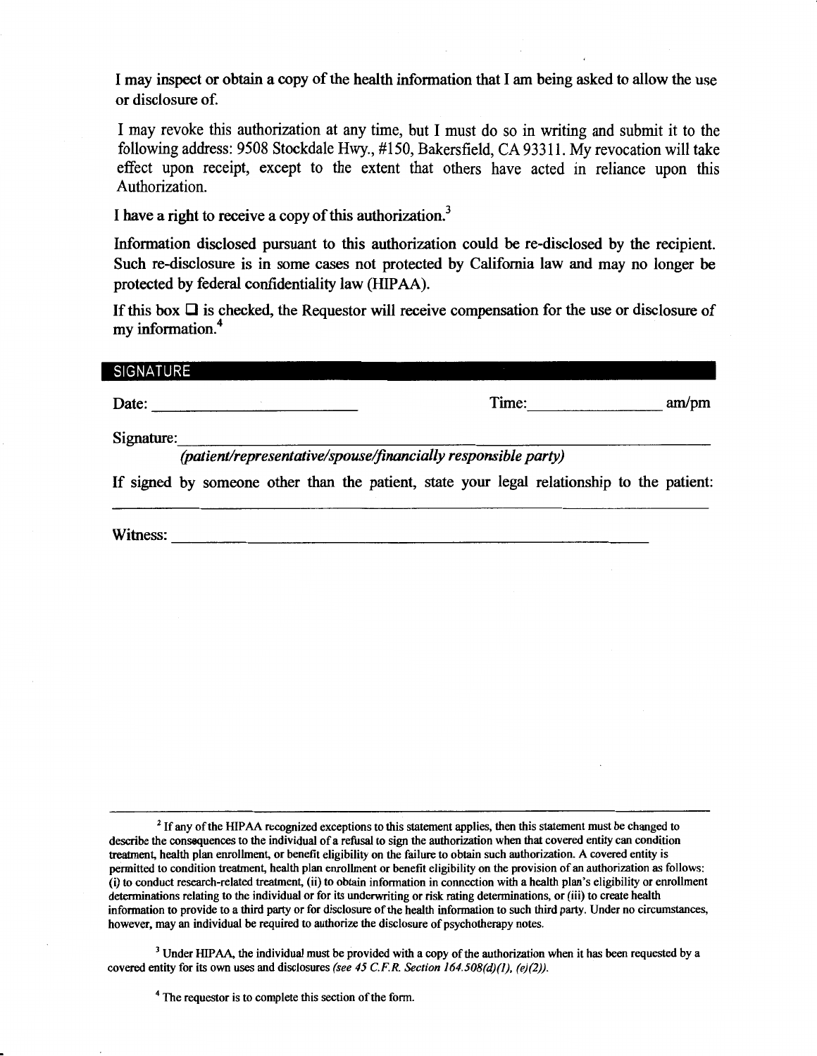I may inspect or obtain a copy of the health information that I am being asked to allow the use or disclosure of.

I may revoke this authorization at any time, but I must do so in writing and submit it to the following address: 9508 Stockdale Hwy., #150, Bakersfield, CA 93311. My revocation will take effect upon receipt, except to the extent that others have acted in reliance upon this Authorization.

I have a right to receive a copy of this authorization.[3]

Information disclosed pursuant to this authorization could be re-disclosed by the recipient. Such re-disclosure is in some cases not protected by California law and may no longer be protected by federal confidentiality law (HIPAA).

If this box ☐ is checked, the Requestor will receive compensation for the use or disclosure of my information.[4]

## SIGNATURE

Date: ______________________ Time: ______________ am/pm

Signature: ____________________________________________________________
*(patient/representative/spouse/financially responsible party)*

If signed by someone other than the patient, state your legal relationship to the patient:

____________________________________________________________

Witness: ____________________________________________________

---

[2] If any of the HIPAA recognized exceptions to this statement applies, then this statement must be changed to describe the consequences to the individual of a refusal to sign the authorization when that covered entity can condition treatment, health plan enrollment, or benefit eligibility on the failure to obtain such authorization. A covered entity is permitted to condition treatment, health plan enrollment or benefit eligibility on the provision of an authorization as follows: (i) to conduct research-related treatment, (ii) to obtain information in connection with a health plan's eligibility or enrollment determinations relating to the individual or for its underwriting or risk rating determinations, or (iii) to create health information to provide to a third party or for disclosure of the health information to such third party. Under no circumstances, however, may an individual be required to authorize the disclosure of psychotherapy notes.

[3] Under HIPAA, the individual must be provided with a copy of the authorization when it has been requested by a covered entity for its own uses and disclosures *(see 45 C.F.R. Section 164.508(d)(1), (e)(2))*.

[4] The requestor is to complete this section of the form.